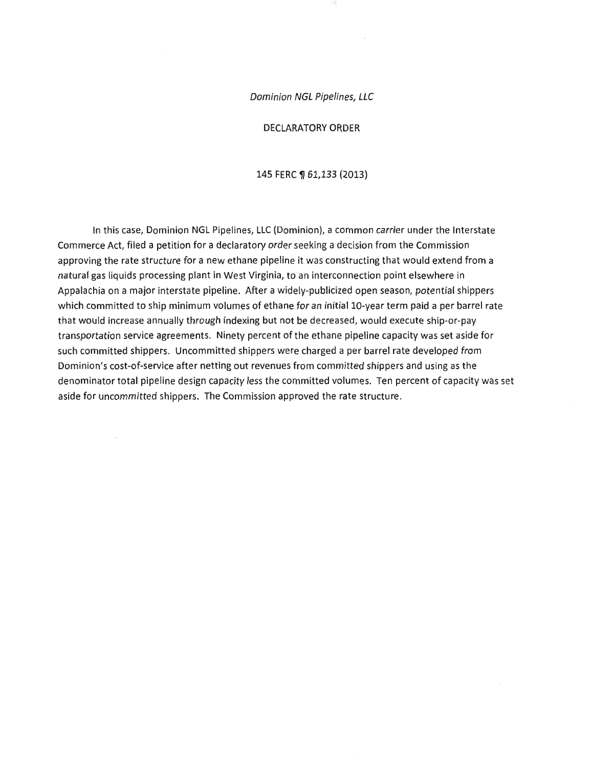*Dominion NGL Pipelines, LLC*

DECLARATORY ORDER

145 FERC ¶ 61,133 (2013)

In this case, Dominion NGL Pipelines, LLC (Dominion), a common carrier under the Interstate Commerce Act, filed a petition for a declaratory order seeking a decision from the Commission approving the rate structure for a new ethane pipeline it was constructing that would extend from a natural gas liquids processing plant in West Virginia, to an interconnection point elsewhere in Appalachia on a major interstate pipeline. After a widely-publicized open season, potential shippers which committed to ship minimum volumes of ethane for an initial 10-year term paid a per barrel rate that would increase annually through indexing but not be decreased, would execute ship-or-pay transportation service agreements. Ninety percent of the ethane pipeline capacity was set aside for such committed shippers. Uncommitted shippers were charged a per barrel rate developed from Dominion's cost-of-service after netting out revenues from committed shippers and using as the denominator total pipeline design capacity less the committed volumes. Ten percent of capacity was set aside for uncommitted shippers. The Commission approved the rate structure.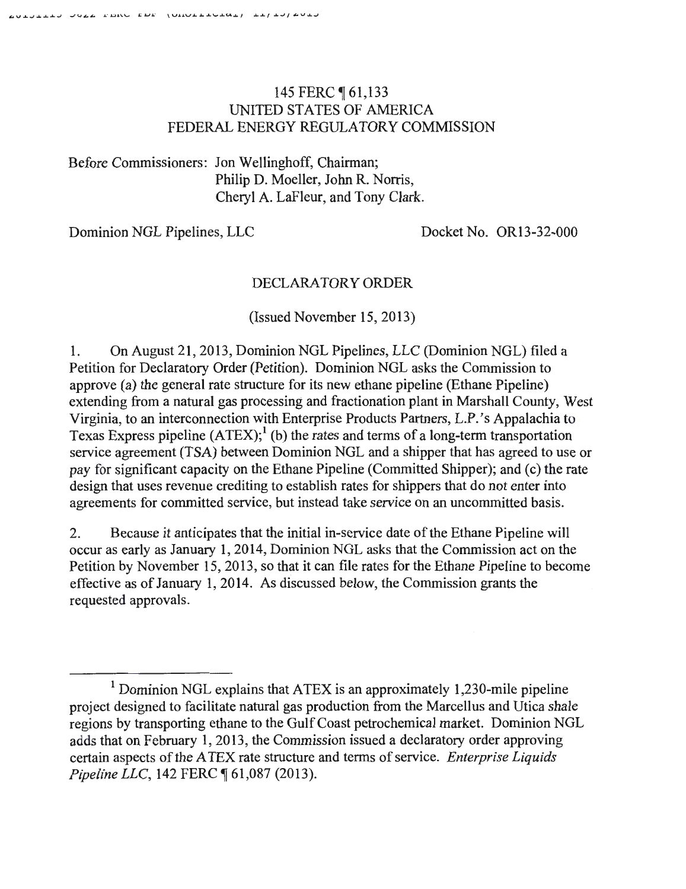145 FERC ¶ 61,133
UNITED STATES OF AMERICA
FEDERAL ENERGY REGULATORY COMMISSION

Before Commissioners: Jon Wellinghoff, Chairman;
Philip D. Moeller, John R. Norris,
Cheryl A. LaFleur, and Tony Clark.

Dominion NGL Pipelines, LLC | Docket No. OR13-32-000

DECLARATORY ORDER

(Issued November 15, 2013)

1. On August 21, 2013, Dominion NGL Pipelines, LLC (Dominion NGL) filed a Petition for Declaratory Order (Petition). Dominion NGL asks the Commission to approve (a) the general rate structure for its new ethane pipeline (Ethane Pipeline) extending from a natural gas processing and fractionation plant in Marshall County, West Virginia, to an interconnection with Enterprise Products Partners, L.P.'s Appalachia to Texas Express pipeline (ATEX);[1] (b) the rates and terms of a long-term transportation service agreement (TSA) between Dominion NGL and a shipper that has agreed to use or pay for significant capacity on the Ethane Pipeline (Committed Shipper); and (c) the rate design that uses revenue crediting to establish rates for shippers that do not enter into agreements for committed service, but instead take service on an uncommitted basis.

2. Because it anticipates that the initial in-service date of the Ethane Pipeline will occur as early as January 1, 2014, Dominion NGL asks that the Commission act on the Petition by November 15, 2013, so that it can file rates for the Ethane Pipeline to become effective as of January 1, 2014. As discussed below, the Commission grants the requested approvals.

---

[1] Dominion NGL explains that ATEX is an approximately 1,230-mile pipeline project designed to facilitate natural gas production from the Marcellus and Utica shale regions by transporting ethane to the Gulf Coast petrochemical market. Dominion NGL adds that on February 1, 2013, the Commission issued a declaratory order approving certain aspects of the ATEX rate structure and terms of service. *Enterprise Liquids Pipeline LLC*, 142 FERC ¶ 61,087 (2013).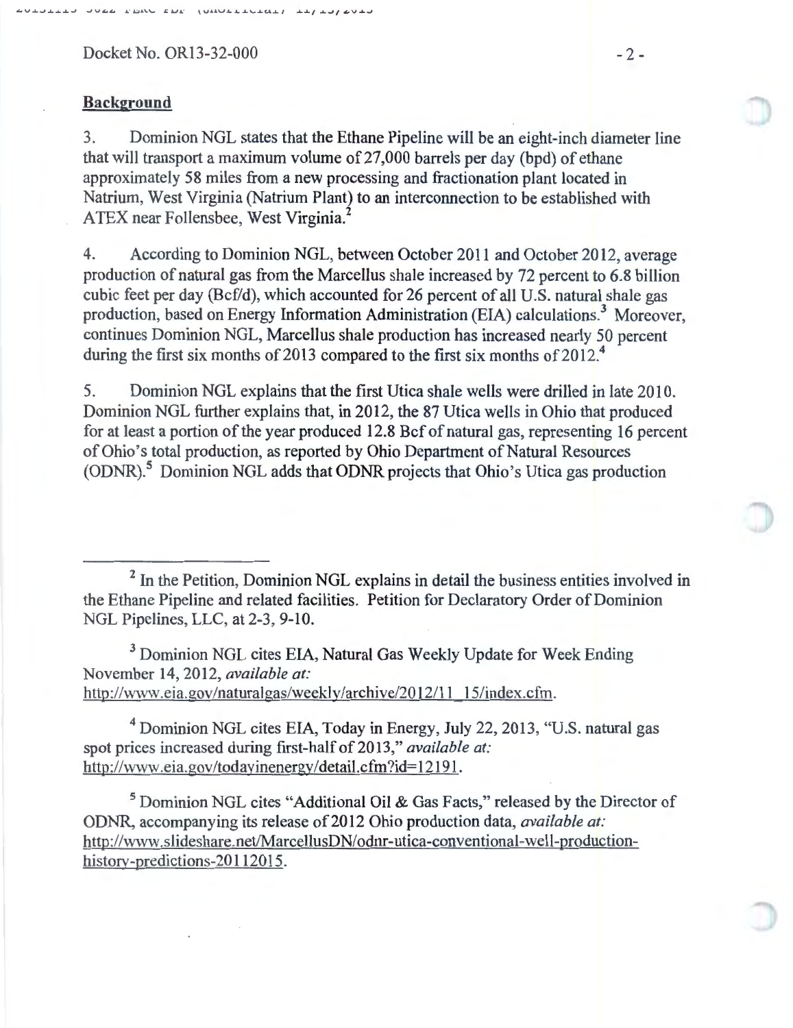## Background

3. Dominion NGL states that the Ethane Pipeline will be an eight-inch diameter line that will transport a maximum volume of 27,000 barrels per day (bpd) of ethane approximately 58 miles from a new processing and fractionation plant located in Natrium, West Virginia (Natrium Plant) to an interconnection to be established with ATEX near Follensbee, West Virginia.[2]

4. According to Dominion NGL, between October 2011 and October 2012, average production of natural gas from the Marcellus shale increased by 72 percent to 6.8 billion cubic feet per day (Bcf/d), which accounted for 26 percent of all U.S. natural shale gas production, based on Energy Information Administration (EIA) calculations.[3] Moreover, continues Dominion NGL, Marcellus shale production has increased nearly 50 percent during the first six months of 2013 compared to the first six months of 2012.[4]

5. Dominion NGL explains that the first Utica shale wells were drilled in late 2010. Dominion NGL further explains that, in 2012, the 87 Utica wells in Ohio that produced for at least a portion of the year produced 12.8 Bcf of natural gas, representing 16 percent of Ohio's total production, as reported by Ohio Department of Natural Resources (ODNR).[5] Dominion NGL adds that ODNR projects that Ohio's Utica gas production

---

[2] In the Petition, Dominion NGL explains in detail the business entities involved in the Ethane Pipeline and related facilities. Petition for Declaratory Order of Dominion NGL Pipelines, LLC, at 2-3, 9-10.

[3] Dominion NGL cites EIA, Natural Gas Weekly Update for Week Ending November 14, 2012, *available at:* http://www.eia.gov/naturalgas/weekly/archive/2012/11_15/index.cfm.

[4] Dominion NGL cites EIA, Today in Energy, July 22, 2013, "U.S. natural gas spot prices increased during first-half of 2013," *available at:* http://www.eia.gov/todayinenergy/detail.cfm?id=12191.

[5] Dominion NGL cites "Additional Oil & Gas Facts," released by the Director of ODNR, accompanying its release of 2012 Ohio production data, *available at:* http://www.slideshare.net/MarcellusDN/odnr-utica-conventional-well-production-history-predictions-20112015.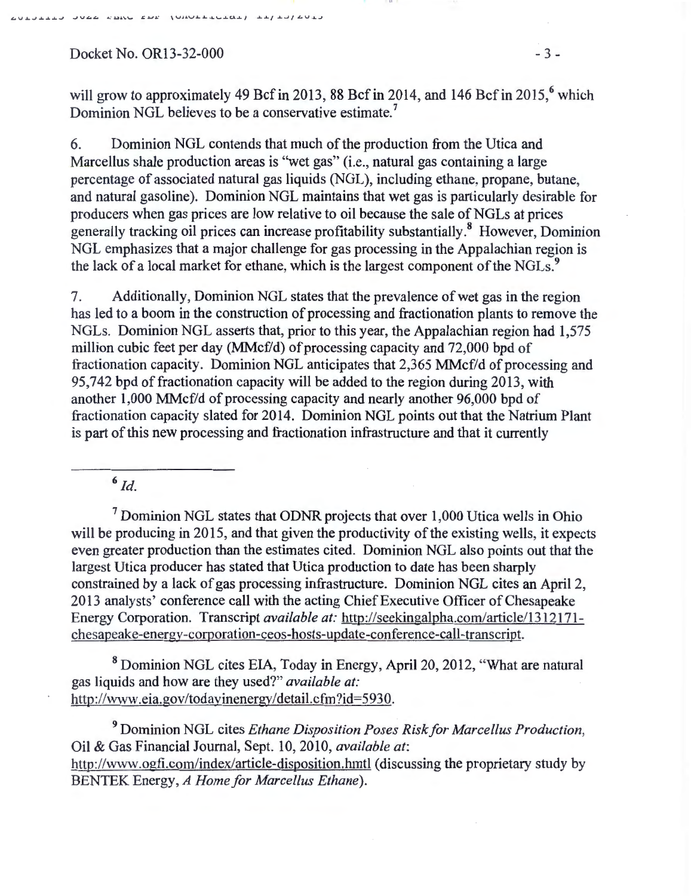will grow to approximately 49 Bcf in 2013, 88 Bcf in 2014, and 146 Bcf in 2015,[6] which Dominion NGL believes to be a conservative estimate.[7]

6. Dominion NGL contends that much of the production from the Utica and Marcellus shale production areas is "wet gas" (i.e., natural gas containing a large percentage of associated natural gas liquids (NGL), including ethane, propane, butane, and natural gasoline). Dominion NGL maintains that wet gas is particularly desirable for producers when gas prices are low relative to oil because the sale of NGLs at prices generally tracking oil prices can increase profitability substantially.[8] However, Dominion NGL emphasizes that a major challenge for gas processing in the Appalachian region is the lack of a local market for ethane, which is the largest component of the NGLs.[9]

7. Additionally, Dominion NGL states that the prevalence of wet gas in the region has led to a boom in the construction of processing and fractionation plants to remove the NGLs. Dominion NGL asserts that, prior to this year, the Appalachian region had 1,575 million cubic feet per day (MMcf/d) of processing capacity and 72,000 bpd of fractionation capacity. Dominion NGL anticipates that 2,365 MMcf/d of processing and 95,742 bpd of fractionation capacity will be added to the region during 2013, with another 1,000 MMcf/d of processing capacity and nearly another 96,000 bpd of fractionation capacity slated for 2014. Dominion NGL points out that the Natrium Plant is part of this new processing and fractionation infrastructure and that it currently

---

[6] *Id.*

[7] Dominion NGL states that ODNR projects that over 1,000 Utica wells in Ohio will be producing in 2015, and that given the productivity of the existing wells, it expects even greater production than the estimates cited. Dominion NGL also points out that the largest Utica producer has stated that Utica production to date has been sharply constrained by a lack of gas processing infrastructure. Dominion NGL cites an April 2, 2013 analysts' conference call with the acting Chief Executive Officer of Chesapeake Energy Corporation. Transcript *available at:* http://seekingalpha.com/article/1312171-chesapeake-energy-corporation-ceos-hosts-update-conference-call-transcript.

[8] Dominion NGL cites EIA, Today in Energy, April 20, 2012, "What are natural gas liquids and how are they used?" *available at:* http://www.eia.gov/todayinenergy/detail.cfm?id=5930.

[9] Dominion NGL cites *Ethane Disposition Poses Risk for Marcellus Production*, Oil & Gas Financial Journal, Sept. 10, 2010, *available at*: http://www.ogfj.com/index/article-disposition.hmtl (discussing the proprietary study by BENTEK Energy, *A Home for Marcellus Ethane*).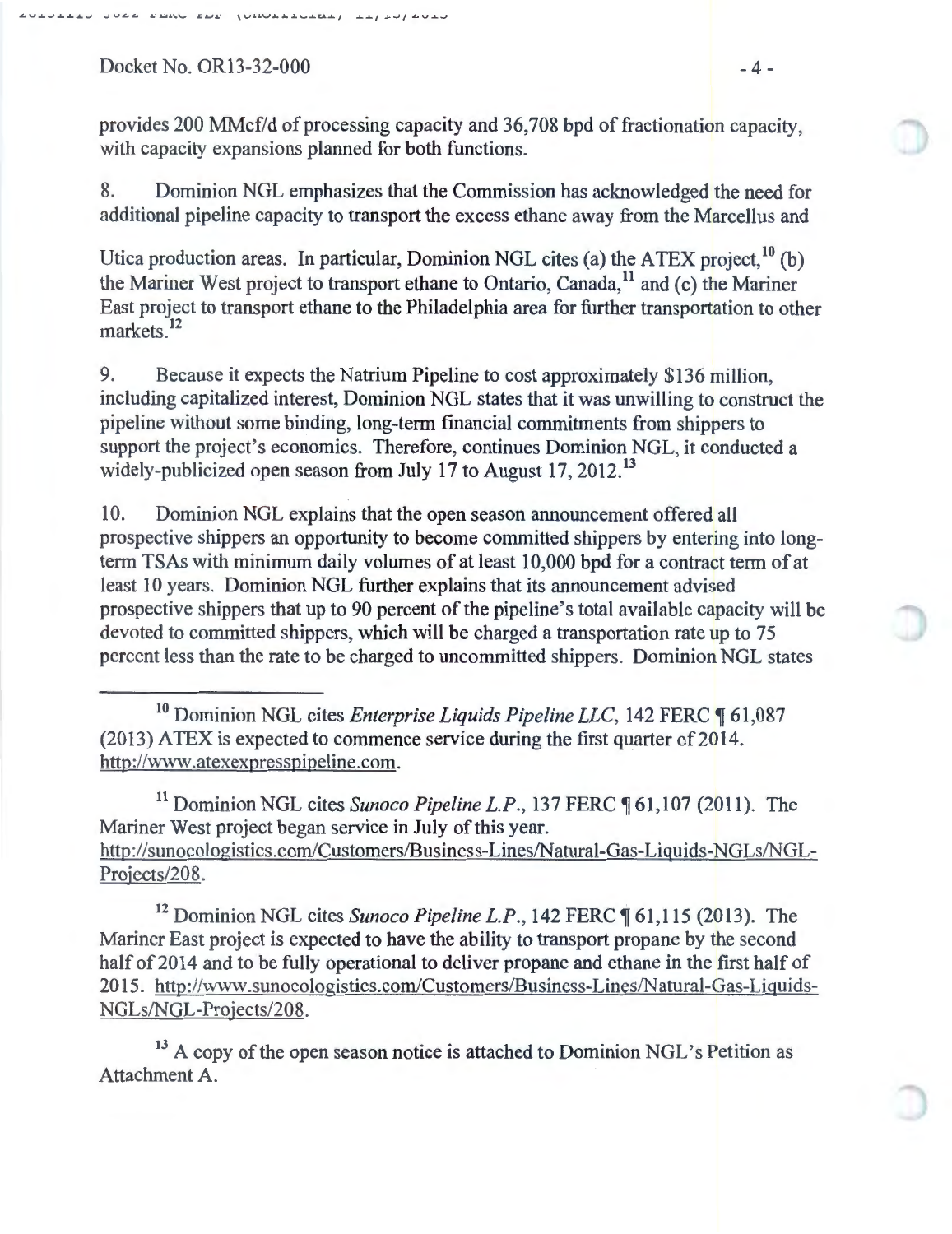provides 200 MMcf/d of processing capacity and 36,708 bpd of fractionation capacity, with capacity expansions planned for both functions.

8. Dominion NGL emphasizes that the Commission has acknowledged the need for additional pipeline capacity to transport the excess ethane away from the Marcellus and Utica production areas. In particular, Dominion NGL cites (a) the ATEX project,[10] (b) the Mariner West project to transport ethane to Ontario, Canada,[11] and (c) the Mariner East project to transport ethane to the Philadelphia area for further transportation to other markets.[12]

9. Because it expects the Natrium Pipeline to cost approximately $136 million, including capitalized interest, Dominion NGL states that it was unwilling to construct the pipeline without some binding, long-term financial commitments from shippers to support the project's economics. Therefore, continues Dominion NGL, it conducted a widely-publicized open season from July 17 to August 17, 2012.[13]

10. Dominion NGL explains that the open season announcement offered all prospective shippers an opportunity to become committed shippers by entering into long-term TSAs with minimum daily volumes of at least 10,000 bpd for a contract term of at least 10 years. Dominion NGL further explains that its announcement advised prospective shippers that up to 90 percent of the pipeline's total available capacity will be devoted to committed shippers, which will be charged a transportation rate up to 75 percent less than the rate to be charged to uncommitted shippers. Dominion NGL states

---

[10] Dominion NGL cites *Enterprise Liquids Pipeline LLC*, 142 FERC ¶ 61,087 (2013) ATEX is expected to commence service during the first quarter of 2014. http://www.atexexpresspipeline.com.

[11] Dominion NGL cites *Sunoco Pipeline L.P.*, 137 FERC ¶ 61,107 (2011). The Mariner West project began service in July of this year. http://sunocologistics.com/Customers/Business-Lines/Natural-Gas-Liquids-NGLs/NGL-Projects/208.

[12] Dominion NGL cites *Sunoco Pipeline L.P.*, 142 FERC ¶ 61,115 (2013). The Mariner East project is expected to have the ability to transport propane by the second half of 2014 and to be fully operational to deliver propane and ethane in the first half of 2015. http://www.sunocologistics.com/Customers/Business-Lines/Natural-Gas-Liquids-NGLs/NGL-Projects/208.

[13] A copy of the open season notice is attached to Dominion NGL's Petition as Attachment A.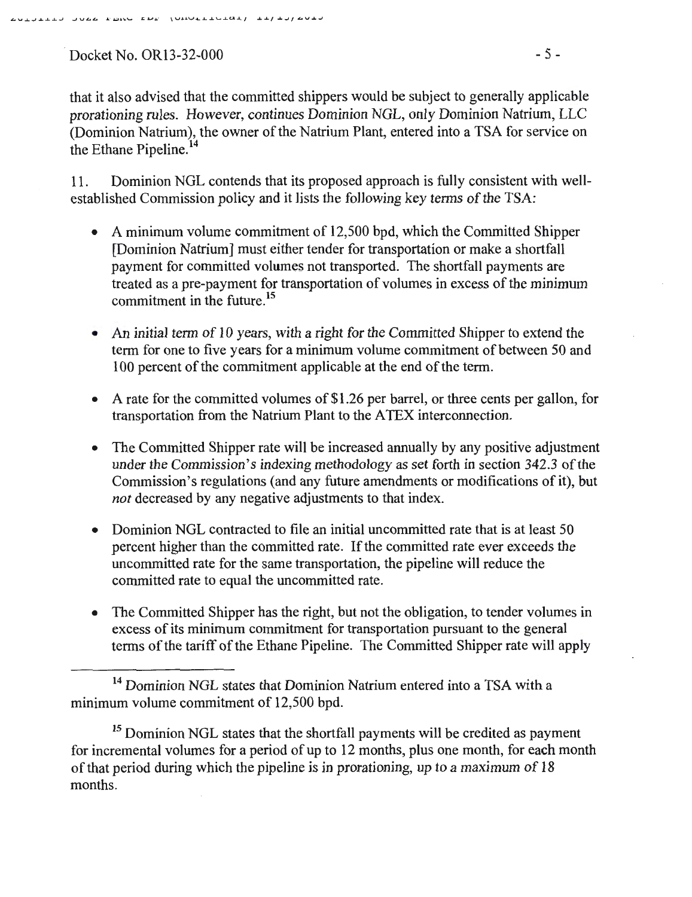that it also advised that the committed shippers would be subject to generally applicable prorationing rules. However, continues Dominion NGL, only Dominion Natrium, LLC (Dominion Natrium), the owner of the Natrium Plant, entered into a TSA for service on the Ethane Pipeline.[14]

11. Dominion NGL contends that its proposed approach is fully consistent with well-established Commission policy and it lists the following key terms of the TSA:

- A minimum volume commitment of 12,500 bpd, which the Committed Shipper [Dominion Natrium] must either tender for transportation or make a shortfall payment for committed volumes not transported. The shortfall payments are treated as a pre-payment for transportation of volumes in excess of the minimum commitment in the future.[15]
- An initial term of 10 years, with a right for the Committed Shipper to extend the term for one to five years for a minimum volume commitment of between 50 and 100 percent of the commitment applicable at the end of the term.
- A rate for the committed volumes of $1.26 per barrel, or three cents per gallon, for transportation from the Natrium Plant to the ATEX interconnection.
- The Committed Shipper rate will be increased annually by any positive adjustment under the Commission's indexing methodology as set forth in section 342.3 of the Commission's regulations (and any future amendments or modifications of it), but *not* decreased by any negative adjustments to that index.
- Dominion NGL contracted to file an initial uncommitted rate that is at least 50 percent higher than the committed rate. If the committed rate ever exceeds the uncommitted rate for the same transportation, the pipeline will reduce the committed rate to equal the uncommitted rate.
- The Committed Shipper has the right, but not the obligation, to tender volumes in excess of its minimum commitment for transportation pursuant to the general terms of the tariff of the Ethane Pipeline. The Committed Shipper rate will apply

---

[14] Dominion NGL states that Dominion Natrium entered into a TSA with a minimum volume commitment of 12,500 bpd.

[15] Dominion NGL states that the shortfall payments will be credited as payment for incremental volumes for a period of up to 12 months, plus one month, for each month of that period during which the pipeline is in prorationing, up to a maximum of 18 months.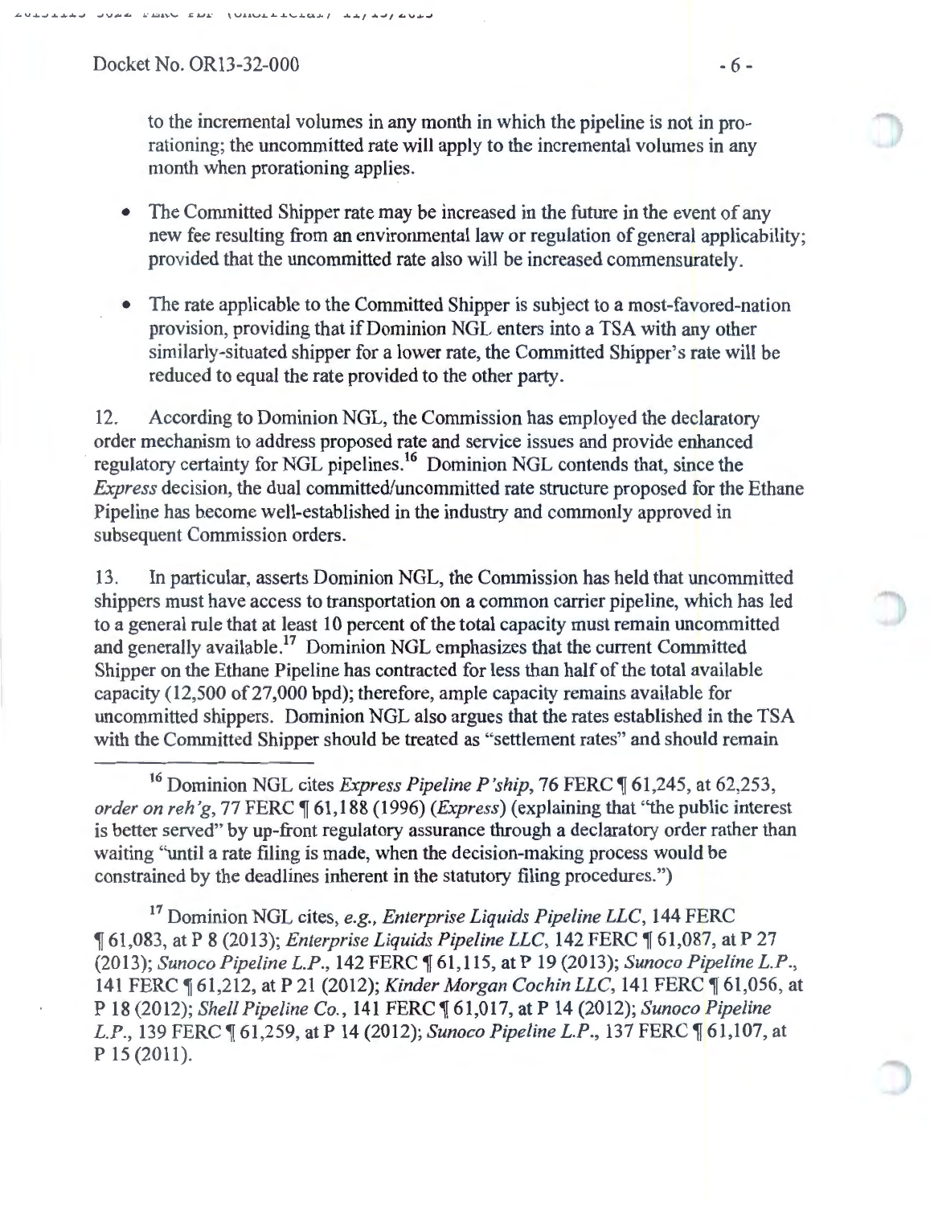to the incremental volumes in any month in which the pipeline is not in prorationing; the uncommitted rate will apply to the incremental volumes in any month when prorationing applies.

- The Committed Shipper rate may be increased in the future in the event of any new fee resulting from an environmental law or regulation of general applicability; provided that the uncommitted rate also will be increased commensurately.
- The rate applicable to the Committed Shipper is subject to a most-favored-nation provision, providing that if Dominion NGL enters into a TSA with any other similarly-situated shipper for a lower rate, the Committed Shipper's rate will be reduced to equal the rate provided to the other party.

12. According to Dominion NGL, the Commission has employed the declaratory order mechanism to address proposed rate and service issues and provide enhanced regulatory certainty for NGL pipelines.[16] Dominion NGL contends that, since the *Express* decision, the dual committed/uncommitted rate structure proposed for the Ethane Pipeline has become well-established in the industry and commonly approved in subsequent Commission orders.

13. In particular, asserts Dominion NGL, the Commission has held that uncommitted shippers must have access to transportation on a common carrier pipeline, which has led to a general rule that at least 10 percent of the total capacity must remain uncommitted and generally available.[17] Dominion NGL emphasizes that the current Committed Shipper on the Ethane Pipeline has contracted for less than half of the total available capacity (12,500 of 27,000 bpd); therefore, ample capacity remains available for uncommitted shippers. Dominion NGL also argues that the rates established in the TSA with the Committed Shipper should be treated as "settlement rates" and should remain

---

[16] Dominion NGL cites *Express Pipeline P'ship*, 76 FERC ¶ 61,245, at 62,253, *order on reh'g*, 77 FERC ¶ 61,188 (1996) (*Express*) (explaining that "the public interest is better served" by up-front regulatory assurance through a declaratory order rather than waiting "until a rate filing is made, when the decision-making process would be constrained by the deadlines inherent in the statutory filing procedures.")

[17] Dominion NGL cites, *e.g.*, *Enterprise Liquids Pipeline LLC*, 144 FERC ¶ 61,083, at P 8 (2013); *Enterprise Liquids Pipeline LLC*, 142 FERC ¶ 61,087, at P 27 (2013); *Sunoco Pipeline L.P.*, 142 FERC ¶ 61,115, at P 19 (2013); *Sunoco Pipeline L.P.*, 141 FERC ¶ 61,212, at P 21 (2012); *Kinder Morgan Cochin LLC*, 141 FERC ¶ 61,056, at P 18 (2012); *Shell Pipeline Co.*, 141 FERC ¶ 61,017, at P 14 (2012); *Sunoco Pipeline L.P.*, 139 FERC ¶ 61,259, at P 14 (2012); *Sunoco Pipeline L.P.*, 137 FERC ¶ 61,107, at P 15 (2011).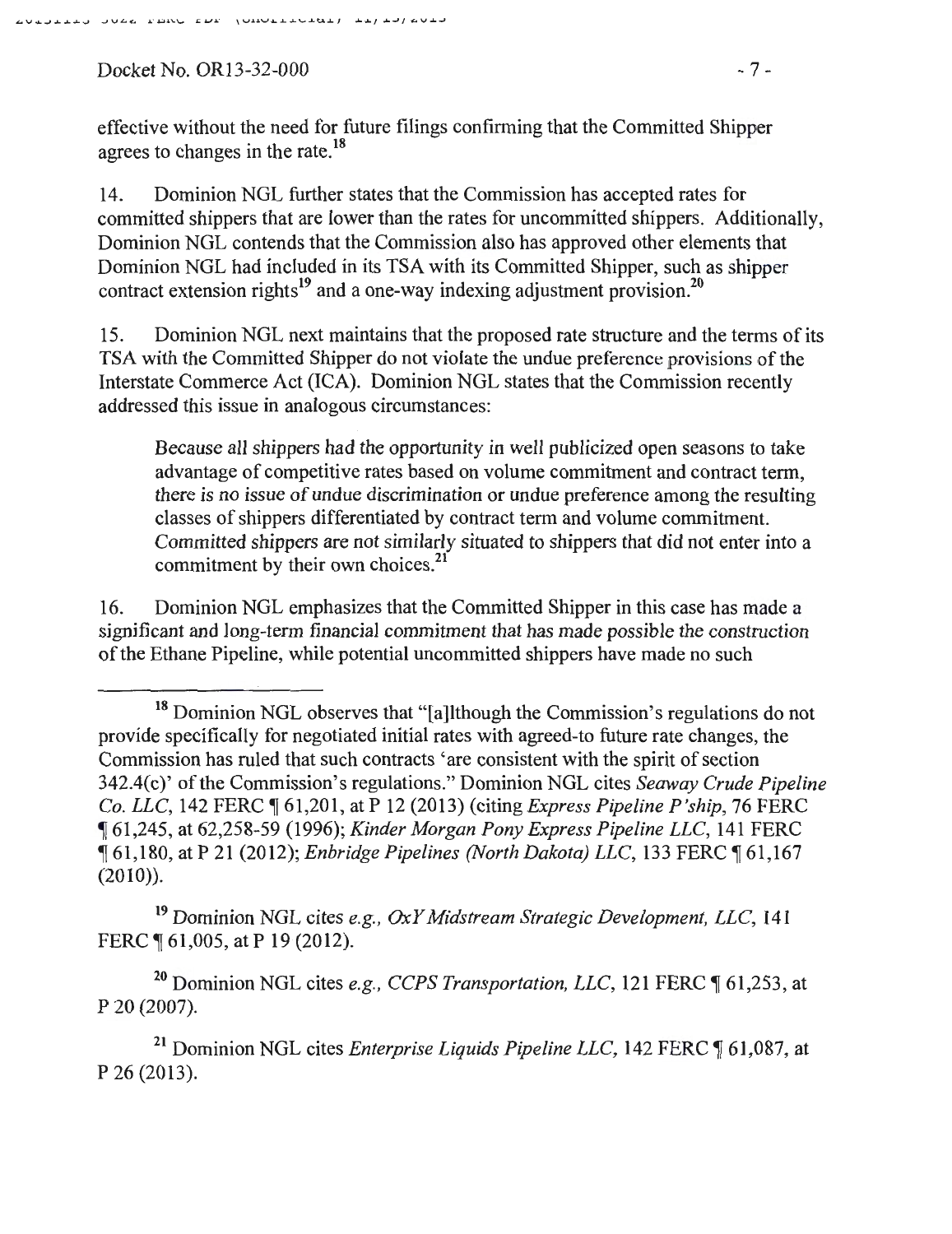effective without the need for future filings confirming that the Committed Shipper agrees to changes in the rate.[18]

14. Dominion NGL further states that the Commission has accepted rates for committed shippers that are lower than the rates for uncommitted shippers. Additionally, Dominion NGL contends that the Commission also has approved other elements that Dominion NGL had included in its TSA with its Committed Shipper, such as shipper contract extension rights[19] and a one-way indexing adjustment provision.[20]

15. Dominion NGL next maintains that the proposed rate structure and the terms of its TSA with the Committed Shipper do not violate the undue preference provisions of the Interstate Commerce Act (ICA). Dominion NGL states that the Commission recently addressed this issue in analogous circumstances:

> Because all shippers had the opportunity in well publicized open seasons to take advantage of competitive rates based on volume commitment and contract term, there is no issue of undue discrimination or undue preference among the resulting classes of shippers differentiated by contract term and volume commitment. Committed shippers are not similarly situated to shippers that did not enter into a commitment by their own choices.[21]

16. Dominion NGL emphasizes that the Committed Shipper in this case has made a significant and long-term financial commitment that has made possible the construction of the Ethane Pipeline, while potential uncommitted shippers have made no such

---

[18] Dominion NGL observes that "[a]lthough the Commission's regulations do not provide specifically for negotiated initial rates with agreed-to future rate changes, the Commission has ruled that such contracts 'are consistent with the spirit of section 342.4(c)' of the Commission's regulations." Dominion NGL cites *Seaway Crude Pipeline Co. LLC*, 142 FERC ¶ 61,201, at P 12 (2013) (citing *Express Pipeline P'ship*, 76 FERC ¶ 61,245, at 62,258-59 (1996); *Kinder Morgan Pony Express Pipeline LLC*, 141 FERC ¶ 61,180, at P 21 (2012); *Enbridge Pipelines (North Dakota) LLC*, 133 FERC ¶ 61,167 (2010)).

[19] Dominion NGL cites *e.g.*, *OxY Midstream Strategic Development, LLC*, 141 FERC ¶ 61,005, at P 19 (2012).

[20] Dominion NGL cites *e.g.*, *CCPS Transportation, LLC*, 121 FERC ¶ 61,253, at P 20 (2007).

[21] Dominion NGL cites *Enterprise Liquids Pipeline LLC*, 142 FERC ¶ 61,087, at P 26 (2013).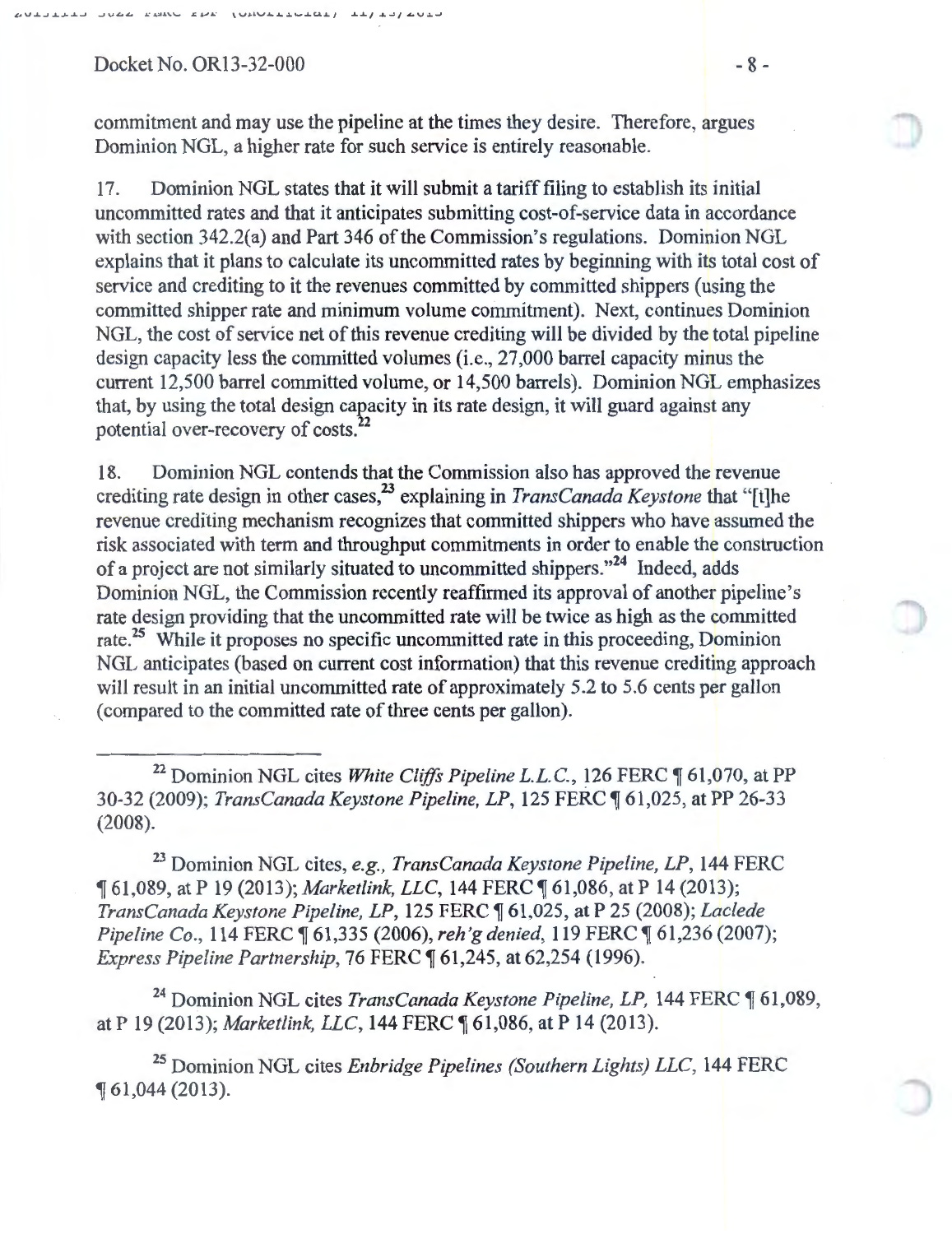commitment and may use the pipeline at the times they desire. Therefore, argues Dominion NGL, a higher rate for such service is entirely reasonable.

17. Dominion NGL states that it will submit a tariff filing to establish its initial uncommitted rates and that it anticipates submitting cost-of-service data in accordance with section 342.2(a) and Part 346 of the Commission's regulations. Dominion NGL explains that it plans to calculate its uncommitted rates by beginning with its total cost of service and crediting to it the revenues committed by committed shippers (using the committed shipper rate and minimum volume commitment). Next, continues Dominion NGL, the cost of service net of this revenue crediting will be divided by the total pipeline design capacity less the committed volumes (i.e., 27,000 barrel capacity minus the current 12,500 barrel committed volume, or 14,500 barrels). Dominion NGL emphasizes that, by using the total design capacity in its rate design, it will guard against any potential over-recovery of costs.[22]

18. Dominion NGL contends that the Commission also has approved the revenue crediting rate design in other cases,[23] explaining in *TransCanada Keystone* that "[t]he revenue crediting mechanism recognizes that committed shippers who have assumed the risk associated with term and throughput commitments in order to enable the construction of a project are not similarly situated to uncommitted shippers."[24] Indeed, adds Dominion NGL, the Commission recently reaffirmed its approval of another pipeline's rate design providing that the uncommitted rate will be twice as high as the committed rate.[25] While it proposes no specific uncommitted rate in this proceeding, Dominion NGL anticipates (based on current cost information) that this revenue crediting approach will result in an initial uncommitted rate of approximately 5.2 to 5.6 cents per gallon (compared to the committed rate of three cents per gallon).

---

[22] Dominion NGL cites *White Cliffs Pipeline L.L.C.*, 126 FERC ¶ 61,070, at PP 30-32 (2009); *TransCanada Keystone Pipeline, LP*, 125 FERC ¶ 61,025, at PP 26-33 (2008).

[23] Dominion NGL cites, *e.g., TransCanada Keystone Pipeline, LP*, 144 FERC ¶ 61,089, at P 19 (2013); *Marketlink, LLC*, 144 FERC ¶ 61,086, at P 14 (2013); *TransCanada Keystone Pipeline, LP*, 125 FERC ¶ 61,025, at P 25 (2008); *Laclede Pipeline Co.*, 114 FERC ¶ 61,335 (2006), *reh'g denied*, 119 FERC ¶ 61,236 (2007); *Express Pipeline Partnership*, 76 FERC ¶ 61,245, at 62,254 (1996).

[24] Dominion NGL cites *TransCanada Keystone Pipeline, LP,* 144 FERC ¶ 61,089, at P 19 (2013); *Marketlink, LLC*, 144 FERC ¶ 61,086, at P 14 (2013).

[25] Dominion NGL cites *Enbridge Pipelines (Southern Lights) LLC*, 144 FERC ¶ 61,044 (2013).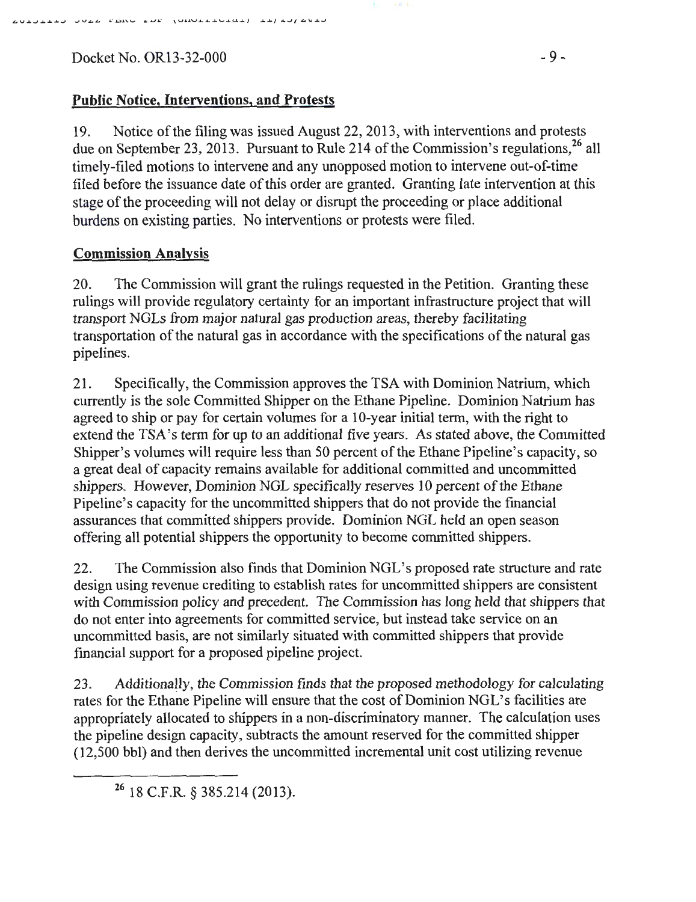Docket No. OR13-32-000

## Public Notice, Interventions, and Protests

19. Notice of the filing was issued August 22, 2013, with interventions and protests due on September 23, 2013. Pursuant to Rule 214 of the Commission's regulations,[26] all timely-filed motions to intervene and any unopposed motion to intervene out-of-time filed before the issuance date of this order are granted. Granting late intervention at this stage of the proceeding will not delay or disrupt the proceeding or place additional burdens on existing parties. No interventions or protests were filed.

## Commission Analysis

20. The Commission will grant the rulings requested in the Petition. Granting these rulings will provide regulatory certainty for an important infrastructure project that will transport NGLs from major natural gas production areas, thereby facilitating transportation of the natural gas in accordance with the specifications of the natural gas pipelines.

21. Specifically, the Commission approves the TSA with Dominion Natrium, which currently is the sole Committed Shipper on the Ethane Pipeline. Dominion Natrium has agreed to ship or pay for certain volumes for a 10-year initial term, with the right to extend the TSA's term for up to an additional five years. As stated above, the Committed Shipper's volumes will require less than 50 percent of the Ethane Pipeline's capacity, so a great deal of capacity remains available for additional committed and uncommitted shippers. However, Dominion NGL specifically reserves 10 percent of the Ethane Pipeline's capacity for the uncommitted shippers that do not provide the financial assurances that committed shippers provide. Dominion NGL held an open season offering all potential shippers the opportunity to become committed shippers.

22. The Commission also finds that Dominion NGL's proposed rate structure and rate design using revenue crediting to establish rates for uncommitted shippers are consistent with Commission policy and precedent. The Commission has long held that shippers that do not enter into agreements for committed service, but instead take service on an uncommitted basis, are not similarly situated with committed shippers that provide financial support for a proposed pipeline project.

23. Additionally, the Commission finds that the proposed methodology for calculating rates for the Ethane Pipeline will ensure that the cost of Dominion NGL's facilities are appropriately allocated to shippers in a non-discriminatory manner. The calculation uses the pipeline design capacity, subtracts the amount reserved for the committed shipper (12,500 bbl) and then derives the uncommitted incremental unit cost utilizing revenue

[26] 18 C.F.R. § 385.214 (2013).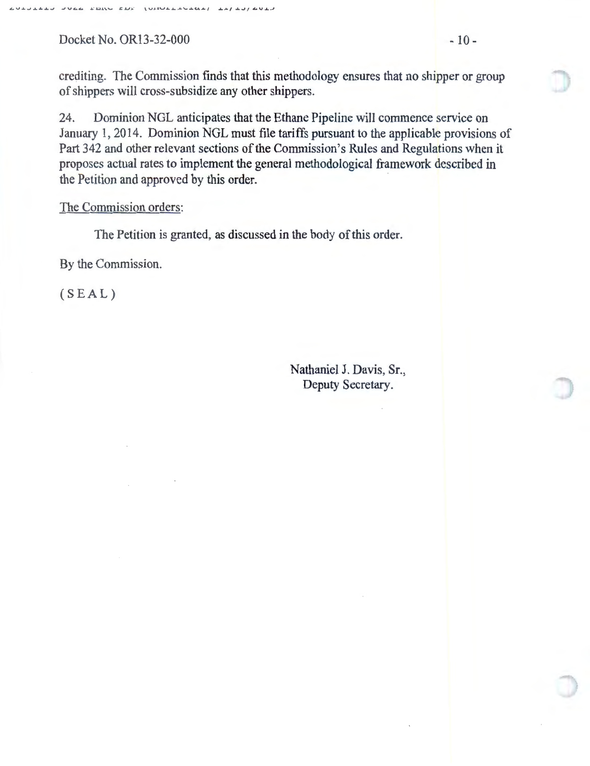crediting. The Commission finds that this methodology ensures that no shipper or group of shippers will cross-subsidize any other shippers.

24. Dominion NGL anticipates that the Ethane Pipeline will commence service on January 1, 2014. Dominion NGL must file tariffs pursuant to the applicable provisions of Part 342 and other relevant sections of the Commission's Rules and Regulations when it proposes actual rates to implement the general methodological framework described in the Petition and approved by this order.

<u>The Commission orders</u>:

The Petition is granted, as discussed in the body of this order.

By the Commission.

( S E A L )

Nathaniel J. Davis, Sr.,
Deputy Secretary.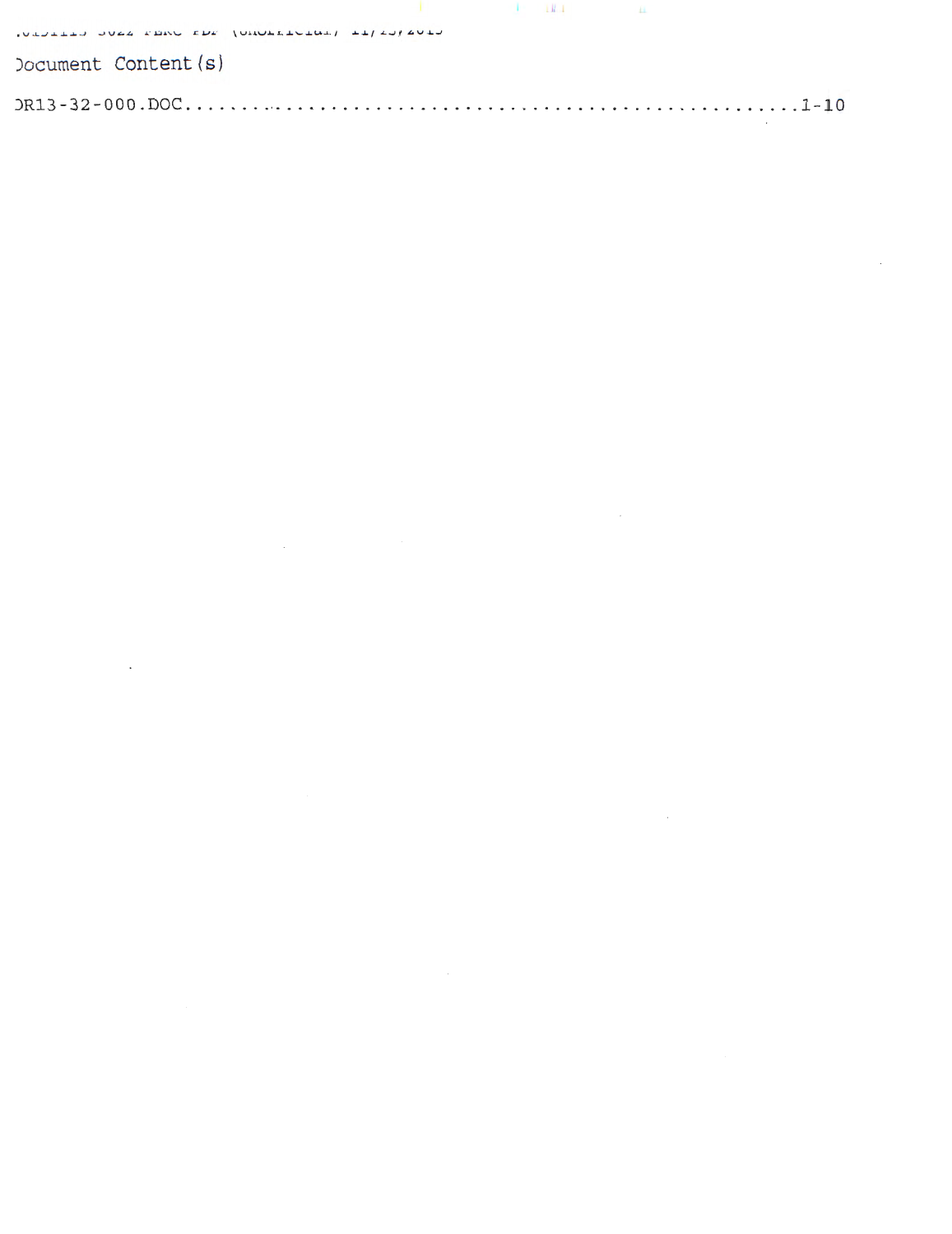Document Content(s)

DR13-32-000.DOC........................................................1-10